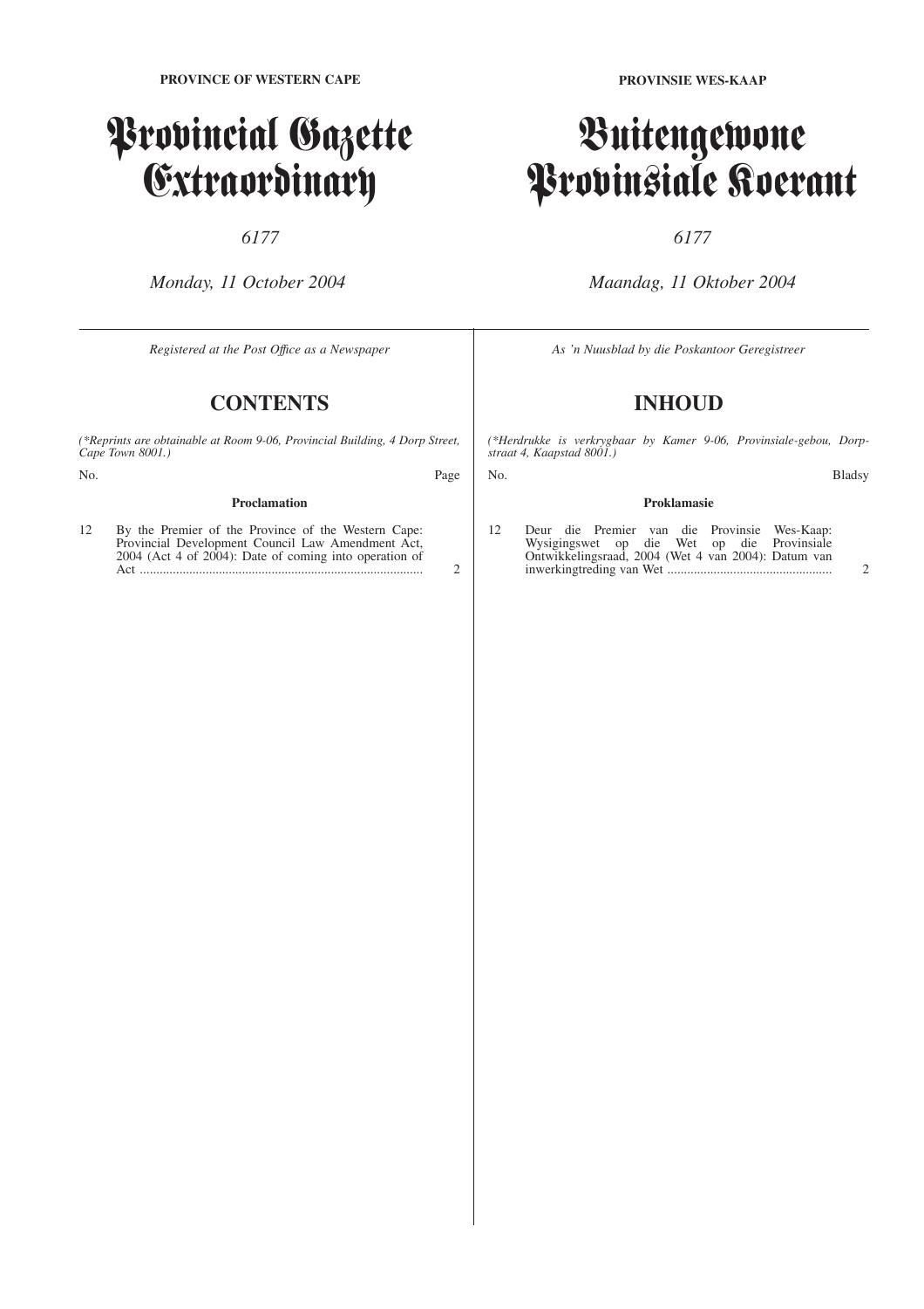PROVINCE OF WESTERN CAPE

# Provincial Gazette Extraordinary

*6177*

*Monday, 11 October 2004*

*Registered at the Post Office as a Newspaper*

## CONTENTS

*(\*Reprints are obtainable at Room 9-06, Provincial Building, 4 Dorp Street, Cape Town 8001.)*

| No. | | Page |
|---|---|---|
| | **Proclamation** | |
| 12 | By the Premier of the Province of the Western Cape: Provincial Development Council Law Amendment Act, 2004 (Act 4 of 2004): Date of coming into operation of Act ..................................................................................... | 2 |

PROVINSIE WES-KAAP

# Buitengewone Provinsiale Koerant

*6177*

*Maandag, 11 Oktober 2004*

*As 'n Nuusblad by die Poskantoor Geregistreer*

## INHOUD

*(\*Herdrukke is verkrygbaar by Kamer 9-06, Provinsiale-gebou, Dorpstraat 4, Kaapstad 8001.)*

| No. | | Bladsy |
|---|---|---|
| | **Proklamasie** | |
| 12 | Deur die Premier van die Provinsie Wes-Kaap: Wysigingswet op die Wet op die Provinsiale Ontwikkelingsraad, 2004 (Wet 4 van 2004): Datum van inwerkingtreding van Wet .................................................. | 2 |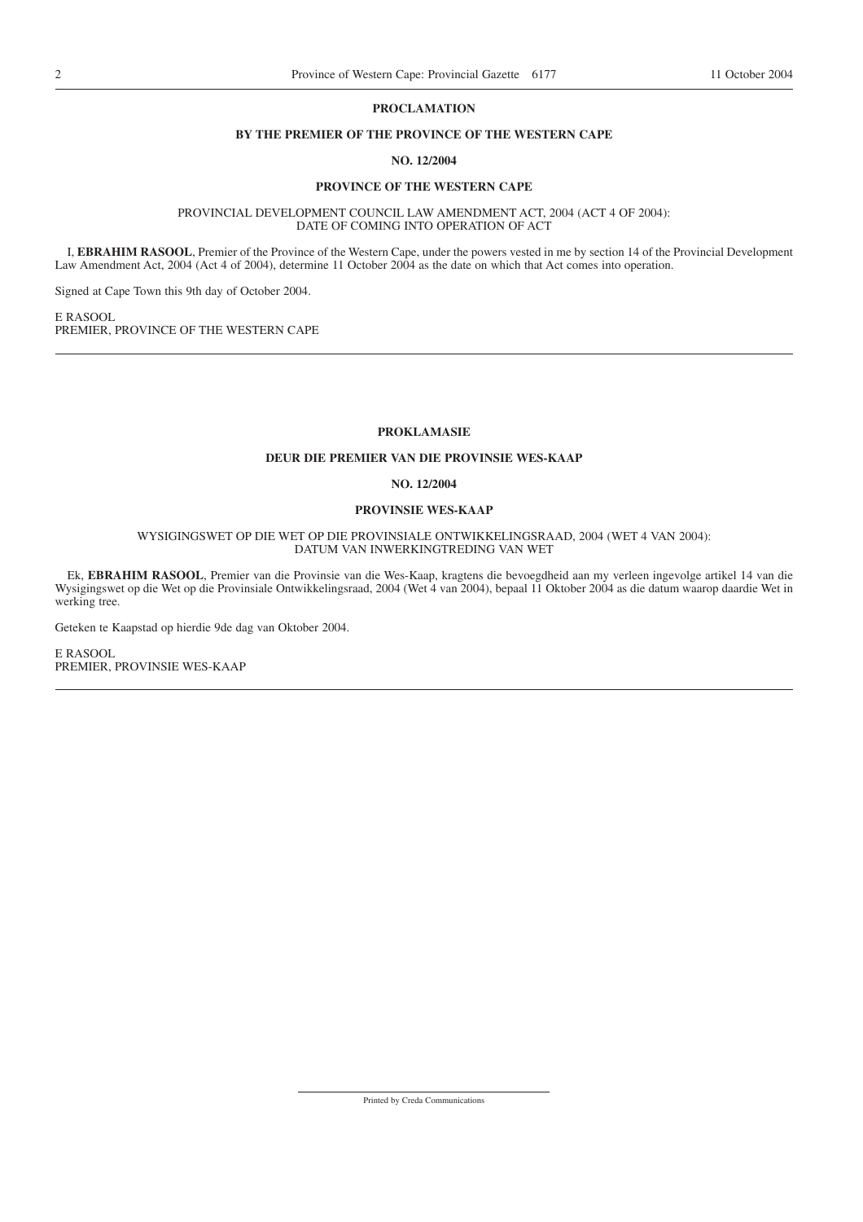**PROCLAMATION**

**BY THE PREMIER OF THE PROVINCE OF THE WESTERN CAPE**

**NO. 12/2004**

**PROVINCE OF THE WESTERN CAPE**

PROVINCIAL DEVELOPMENT COUNCIL LAW AMENDMENT ACT, 2004 (ACT 4 OF 2004):
DATE OF COMING INTO OPERATION OF ACT

I, **EBRAHIM RASOOL**, Premier of the Province of the Western Cape, under the powers vested in me by section 14 of the Provincial Development Law Amendment Act, 2004 (Act 4 of 2004), determine 11 October 2004 as the date on which that Act comes into operation.

Signed at Cape Town this 9th day of October 2004.

E RASOOL
PREMIER, PROVINCE OF THE WESTERN CAPE

---

**PROKLAMASIE**

**DEUR DIE PREMIER VAN DIE PROVINSIE WES-KAAP**

**NO. 12/2004**

**PROVINSIE WES-KAAP**

WYSIGINGSWET OP DIE WET OP DIE PROVINSIALE ONTWIKKELINGSRAAD, 2004 (WET 4 VAN 2004):
DATUM VAN INWERKINGTREDING VAN WET

Ek, **EBRAHIM RASOOL**, Premier van die Provinsie van die Wes-Kaap, kragtens die bevoegdheid aan my verleen ingevolge artikel 14 van die Wysigingswet op die Wet op die Provinsiale Ontwikkelingsraad, 2004 (Wet 4 van 2004), bepaal 11 Oktober 2004 as die datum waarop daardie Wet in werking tree.

Geteken te Kaapstad op hierdie 9de dag van Oktober 2004.

E RASOOL
PREMIER, PROVINSIE WES-KAAP

---

Printed by Creda Communications